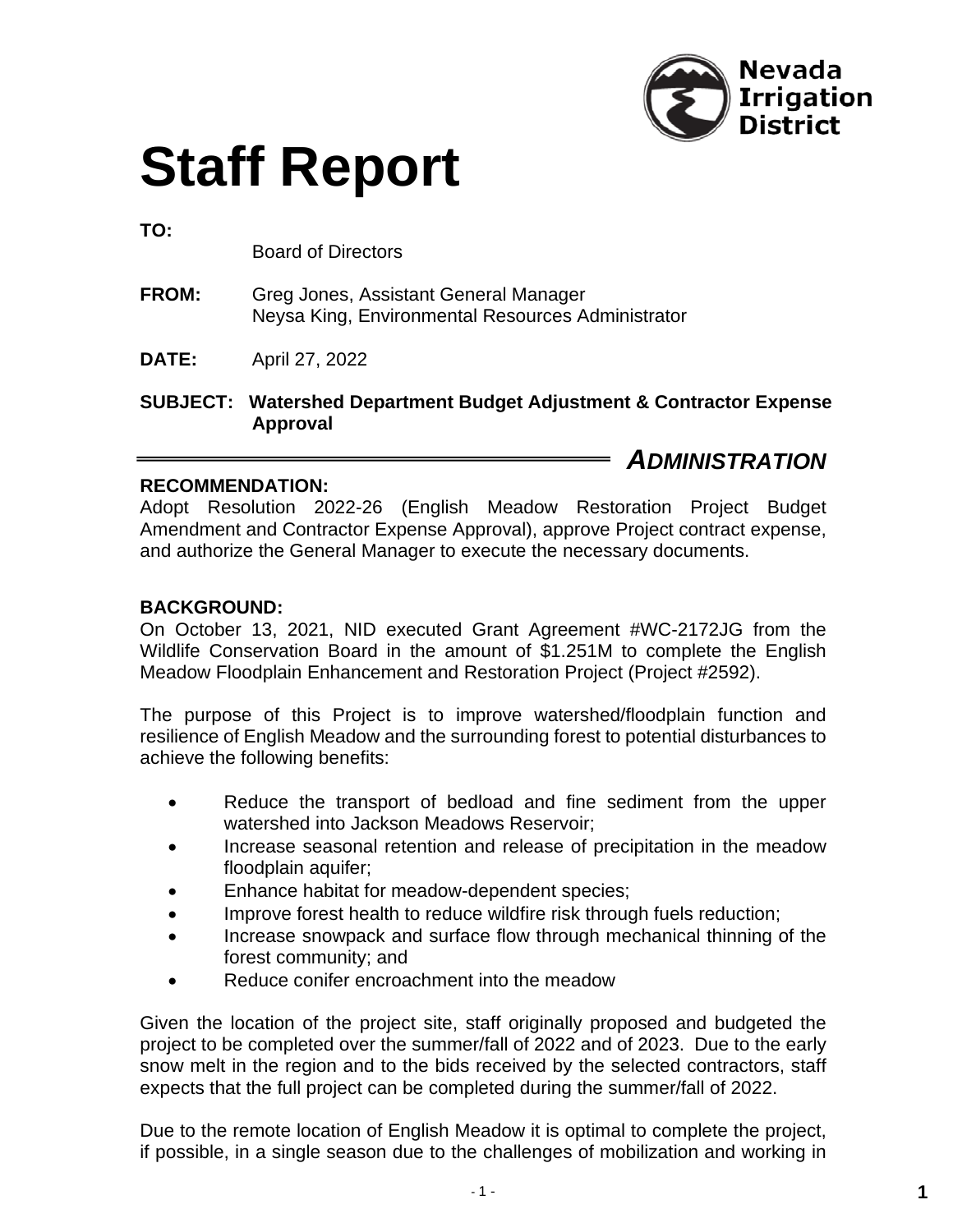Nevada Irrigation District

# Staff Report

**TO:** Board of Directors

**FROM:** Greg Jones, Assistant General Manager
Neysa King, Environmental Resources Administrator

**DATE:** April 27, 2022

**SUBJECT: Watershed Department Budget Adjustment & Contractor Expense Approval**

***ADMINISTRATION***

**RECOMMENDATION:**

Adopt Resolution 2022-26 (English Meadow Restoration Project Budget Amendment and Contractor Expense Approval), approve Project contract expense, and authorize the General Manager to execute the necessary documents.

**BACKGROUND:**

On October 13, 2021, NID executed Grant Agreement #WC-2172JG from the Wildlife Conservation Board in the amount of $1.251M to complete the English Meadow Floodplain Enhancement and Restoration Project (Project #2592).

The purpose of this Project is to improve watershed/floodplain function and resilience of English Meadow and the surrounding forest to potential disturbances to achieve the following benefits:

- Reduce the transport of bedload and fine sediment from the upper watershed into Jackson Meadows Reservoir;
- Increase seasonal retention and release of precipitation in the meadow floodplain aquifer;
- Enhance habitat for meadow-dependent species;
- Improve forest health to reduce wildfire risk through fuels reduction;
- Increase snowpack and surface flow through mechanical thinning of the forest community; and
- Reduce conifer encroachment into the meadow

Given the location of the project site, staff originally proposed and budgeted the project to be completed over the summer/fall of 2022 and of 2023. Due to the early snow melt in the region and to the bids received by the selected contractors, staff expects that the full project can be completed during the summer/fall of 2022.

Due to the remote location of English Meadow it is optimal to complete the project, if possible, in a single season due to the challenges of mobilization and working in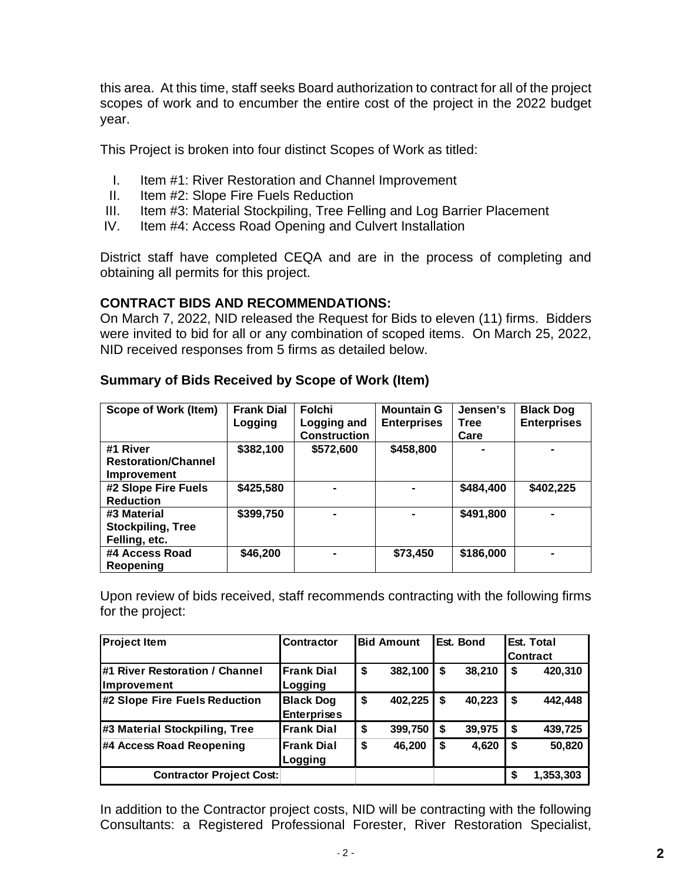this area. At this time, staff seeks Board authorization to contract for all of the project scopes of work and to encumber the entire cost of the project in the 2022 budget year.

This Project is broken into four distinct Scopes of Work as titled:

I. Item #1: River Restoration and Channel Improvement
II. Item #2: Slope Fire Fuels Reduction
III. Item #3: Material Stockpiling, Tree Felling and Log Barrier Placement
IV. Item #4: Access Road Opening and Culvert Installation

District staff have completed CEQA and are in the process of completing and obtaining all permits for this project.

**CONTRACT BIDS AND RECOMMENDATIONS:**
On March 7, 2022, NID released the Request for Bids to eleven (11) firms. Bidders were invited to bid for all or any combination of scoped items. On March 25, 2022, NID received responses from 5 firms as detailed below.

### Summary of Bids Received by Scope of Work (Item)

| Scope of Work (Item) | Frank Dial Logging | Folchi Logging and Construction | Mountain G Enterprises | Jensen's Tree Care | Black Dog Enterprises |
|---|---|---|---|---|---|
| #1 River Restoration/Channel Improvement | $382,100 | $572,600 | $458,800 | - | - |
| #2 Slope Fire Fuels Reduction | $425,580 | - | - | $484,400 | $402,225 |
| #3 Material Stockpiling, Tree Felling, etc. | $399,750 | - | - | $491,800 | - |
| #4 Access Road Reopening | $46,200 | - | $73,450 | $186,000 | - |

Upon review of bids received, staff recommends contracting with the following firms for the project:

| Project Item | Contractor | Bid Amount | Est. Bond | Est. Total Contract |
|---|---|---|---|---|
| #1 River Restoration / Channel Improvement | Frank Dial Logging | $ 382,100 | $ 38,210 | $ 420,310 |
| #2 Slope Fire Fuels Reduction | Black Dog Enterprises | $ 402,225 | $ 40,223 | $ 442,448 |
| #3 Material Stockpiling, Tree | Frank Dial | $ 399,750 | $ 39,975 | $ 439,725 |
| #4 Access Road Reopening | Frank Dial Logging | $ 46,200 | $ 4,620 | $ 50,820 |
| Contractor Project Cost: | | | | $ 1,353,303 |

In addition to the Contractor project costs, NID will be contracting with the following Consultants: a Registered Professional Forester, River Restoration Specialist,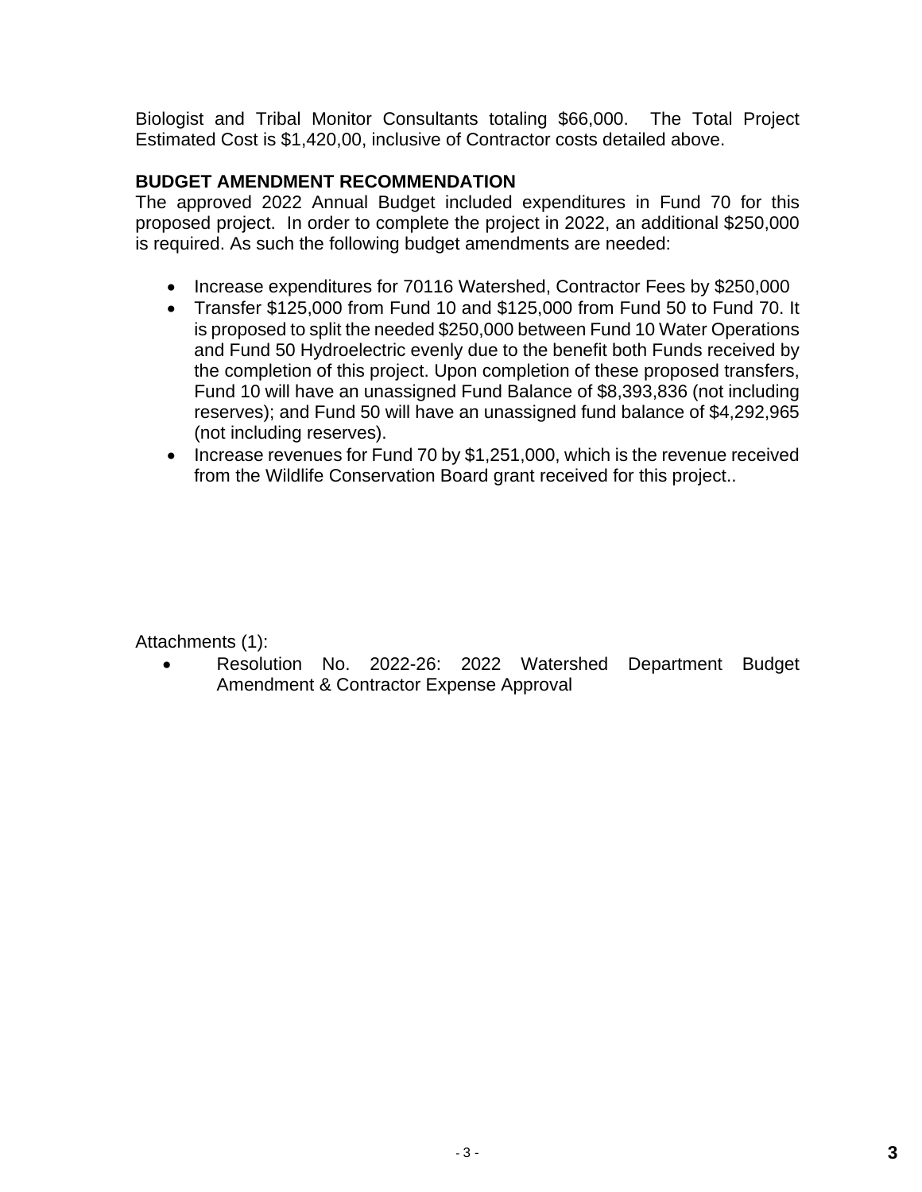Biologist and Tribal Monitor Consultants totaling $66,000. The Total Project Estimated Cost is $1,420,00, inclusive of Contractor costs detailed above.

**BUDGET AMENDMENT RECOMMENDATION**

The approved 2022 Annual Budget included expenditures in Fund 70 for this proposed project. In order to complete the project in 2022, an additional $250,000 is required. As such the following budget amendments are needed:

- Increase expenditures for 70116 Watershed, Contractor Fees by $250,000
- Transfer $125,000 from Fund 10 and $125,000 from Fund 50 to Fund 70. It is proposed to split the needed $250,000 between Fund 10 Water Operations and Fund 50 Hydroelectric evenly due to the benefit both Funds received by the completion of this project. Upon completion of these proposed transfers, Fund 10 will have an unassigned Fund Balance of $8,393,836 (not including reserves); and Fund 50 will have an unassigned fund balance of $4,292,965 (not including reserves).
- Increase revenues for Fund 70 by $1,251,000, which is the revenue received from the Wildlife Conservation Board grant received for this project..

Attachments (1):

- Resolution No. 2022-26: 2022 Watershed Department Budget Amendment & Contractor Expense Approval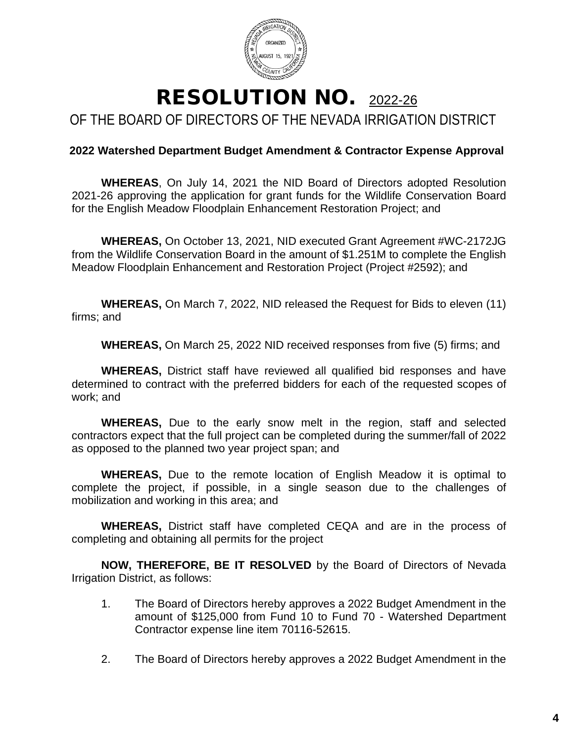# RESOLUTION NO. 2022-26

## OF THE BOARD OF DIRECTORS OF THE NEVADA IRRIGATION DISTRICT

### 2022 Watershed Department Budget Amendment & Contractor Expense Approval

**WHEREAS**, On July 14, 2021 the NID Board of Directors adopted Resolution 2021-26 approving the application for grant funds for the Wildlife Conservation Board for the English Meadow Floodplain Enhancement Restoration Project; and

**WHEREAS,** On October 13, 2021, NID executed Grant Agreement #WC-2172JG from the Wildlife Conservation Board in the amount of $1.251M to complete the English Meadow Floodplain Enhancement and Restoration Project (Project #2592); and

**WHEREAS,** On March 7, 2022, NID released the Request for Bids to eleven (11) firms; and

**WHEREAS,** On March 25, 2022 NID received responses from five (5) firms; and

**WHEREAS,** District staff have reviewed all qualified bid responses and have determined to contract with the preferred bidders for each of the requested scopes of work; and

**WHEREAS,** Due to the early snow melt in the region, staff and selected contractors expect that the full project can be completed during the summer/fall of 2022 as opposed to the planned two year project span; and

**WHEREAS,** Due to the remote location of English Meadow it is optimal to complete the project, if possible, in a single season due to the challenges of mobilization and working in this area; and

**WHEREAS,** District staff have completed CEQA and are in the process of completing and obtaining all permits for the project

**NOW, THEREFORE, BE IT RESOLVED** by the Board of Directors of Nevada Irrigation District, as follows:

1. The Board of Directors hereby approves a 2022 Budget Amendment in the amount of $125,000 from Fund 10 to Fund 70 - Watershed Department Contractor expense line item 70116-52615.

2. The Board of Directors hereby approves a 2022 Budget Amendment in the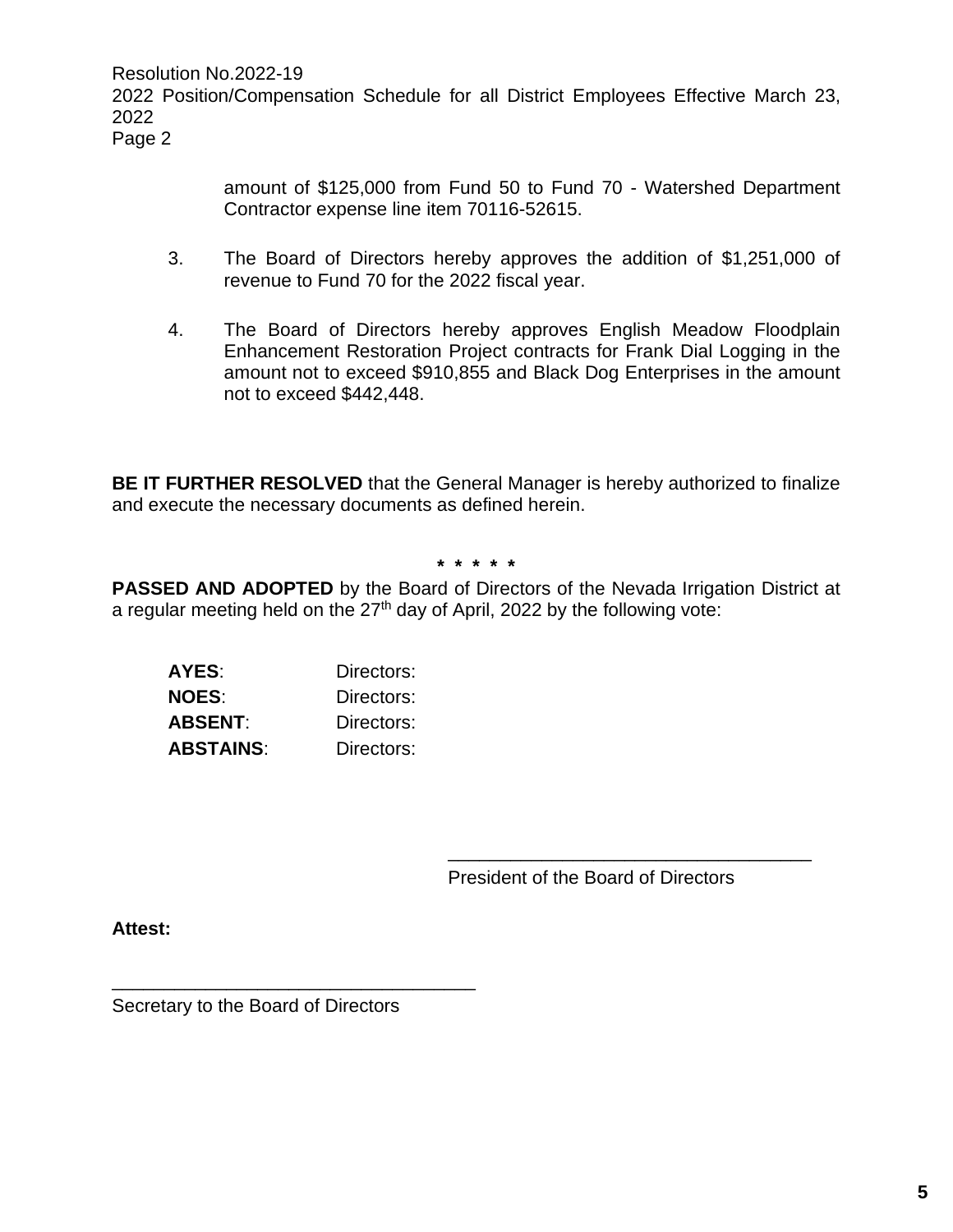amount of $125,000 from Fund 50 to Fund 70 - Watershed Department Contractor expense line item 70116-52615.

3. The Board of Directors hereby approves the addition of $1,251,000 of revenue to Fund 70 for the 2022 fiscal year.

4. The Board of Directors hereby approves English Meadow Floodplain Enhancement Restoration Project contracts for Frank Dial Logging in the amount not to exceed $910,855 and Black Dog Enterprises in the amount not to exceed $442,448.

**BE IT FURTHER RESOLVED** that the General Manager is hereby authorized to finalize and execute the necessary documents as defined herein.

**\* \* \* \* \***

**PASSED AND ADOPTED** by the Board of Directors of the Nevada Irrigation District at a regular meeting held on the 27th day of April, 2022 by the following vote:

| | |
|---|---|
| **AYES**: | Directors: |
| **NOES**: | Directors: |
| **ABSENT**: | Directors: |
| **ABSTAINS**: | Directors: |

___________________________________
President of the Board of Directors

**Attest:**

___________________________________
Secretary to the Board of Directors